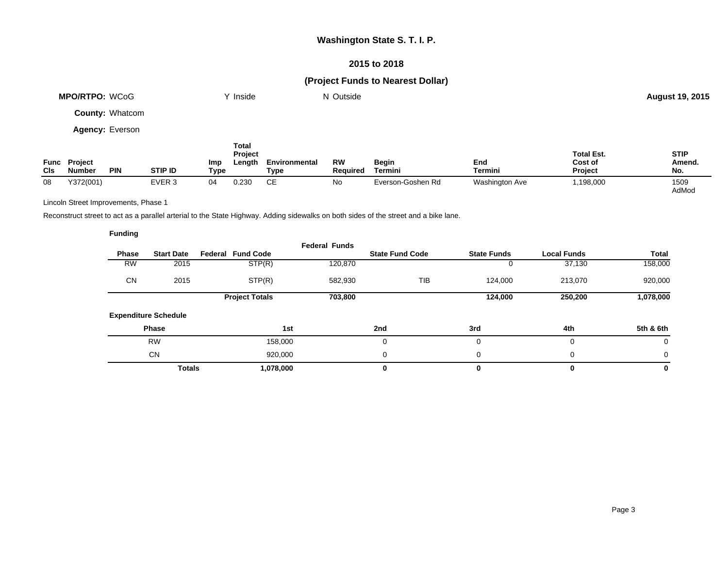# Washington State S. T. I. P.

## 2015 to 2018

## (Project Funds to Nearest Dollar)

**MPO/RTPO:** WCoG Y Inside N Outside **August 19, 2015**

**County:** Whatcom

**Agency:** Everson

| Func Cls | Project Number | PIN | STIP ID | Imp Type | Total Project Length | Environmental Type | RW Required | Begin Termini | End Termini | Total Est. Cost of Project | STIP Amend. No. |
|---|---|---|---|---|---|---|---|---|---|---|---|
| 08 | Y372(001) | | EVER 3 | 04 | 0.230 | CE | No | Everson-Goshen Rd | Washington Ave | 1,198,000 | 1509 AdMod |

Lincoln Street Improvements, Phase 1

Reconstruct street to act as a parallel arterial to the State Highway. Adding sidewalks on both sides of the street and a bike lane.

**Funding**

| Phase | Start Date | Federal Fund Code | Federal Funds | State Fund Code | State Funds | Local Funds | Total |
|---|---|---|---|---|---|---|---|
| RW | 2015 | STP(R) | 120,870 | | 0 | 37,130 | 158,000 |
| CN | 2015 | STP(R) | 582,930 | TIB | 124,000 | 213,070 | 920,000 |
| | | **Project Totals** | **703,800** | | **124,000** | **250,200** | **1,078,000** |

**Expenditure Schedule**

| Phase | 1st | 2nd | 3rd | 4th | 5th & 6th |
|---|---|---|---|---|---|
| RW | 158,000 | 0 | 0 | 0 | 0 |
| CN | 920,000 | 0 | 0 | 0 | 0 |
| **Totals** | **1,078,000** | **0** | **0** | **0** | **0** |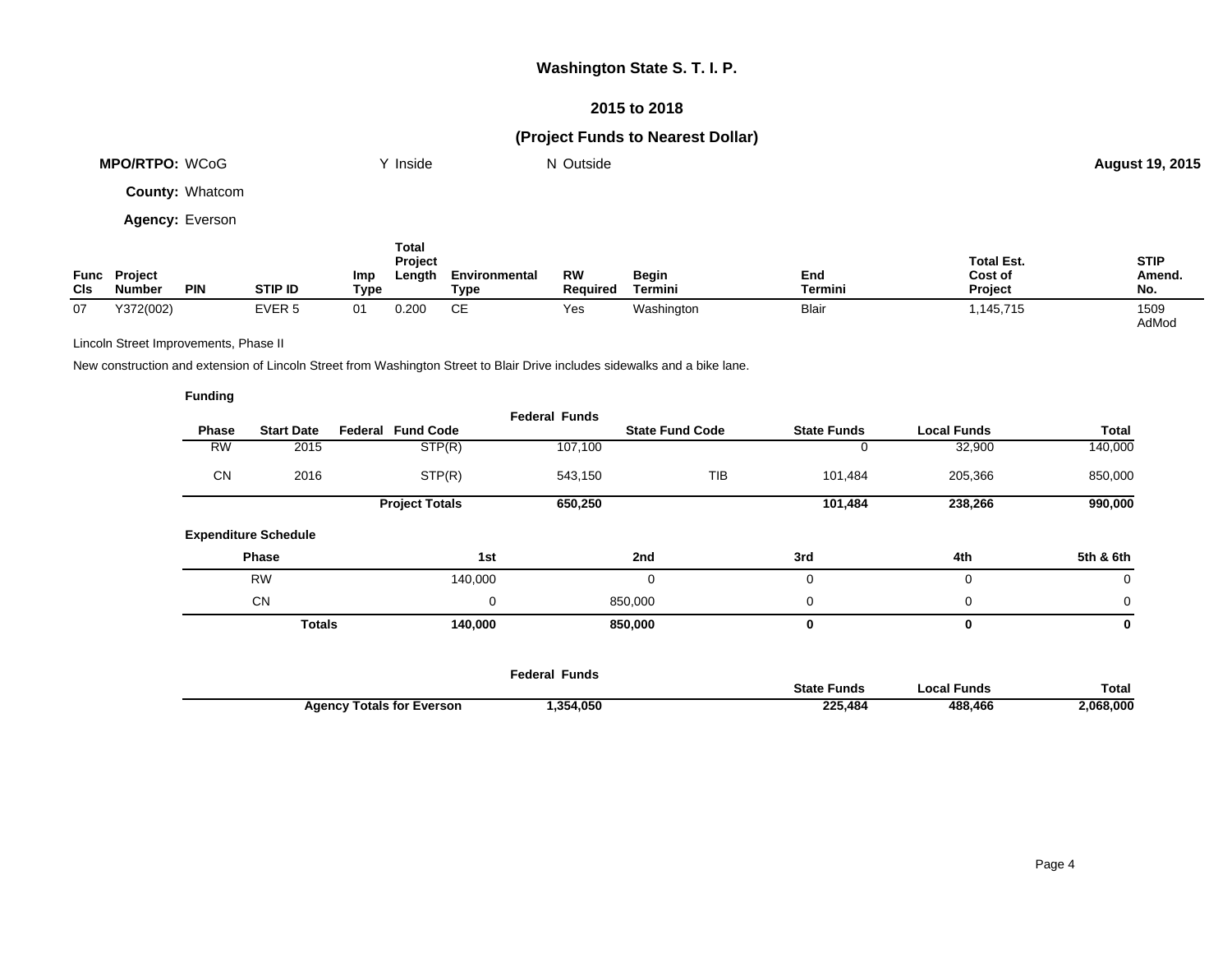# Washington State S. T. I. P.

## 2015 to 2018

## (Project Funds to Nearest Dollar)

**MPO/RTPO:** WCoG    Y Inside    N Outside    **August 19, 2015**

**County:** Whatcom

**Agency:** Everson

| Func Cls | Project Number | PIN | STIP ID | Imp Type | Total Project Length | Environmental Type | RW Required | Begin Termini | End Termini | Total Est. Cost of Project | STIP Amend. No. |
|---|---|---|---|---|---|---|---|---|---|---|---|
| 07 | Y372(002) | | EVER 5 | 01 | 0.200 | CE | Yes | Washington | Blair | 1,145,715 | 1509 AdMod |

Lincoln Street Improvements, Phase II

New construction and extension of Lincoln Street from Washington Street to Blair Drive includes sidewalks and a bike lane.

**Funding**

| Phase | Start Date | Federal Fund Code | Federal Funds | State Fund Code | State Funds | Local Funds | Total |
|---|---|---|---|---|---|---|---|
| RW | 2015 | STP(R) | 107,100 | | 0 | 32,900 | 140,000 |
| CN | 2016 | STP(R) | 543,150 | TIB | 101,484 | 205,366 | 850,000 |
| | | **Project Totals** | **650,250** | | **101,484** | **238,266** | **990,000** |

**Expenditure Schedule**

| Phase | 1st | 2nd | 3rd | 4th | 5th & 6th |
|---|---|---|---|---|---|
| RW | 140,000 | 0 | 0 | 0 | 0 |
| CN | 0 | 850,000 | 0 | 0 | 0 |
| **Totals** | **140,000** | **850,000** | **0** | **0** | **0** |

| | Federal Funds | State Funds | Local Funds | Total |
|---|---|---|---|---|
| **Agency Totals for Everson** | **1,354,050** | **225,484** | **488,466** | **2,068,000** |